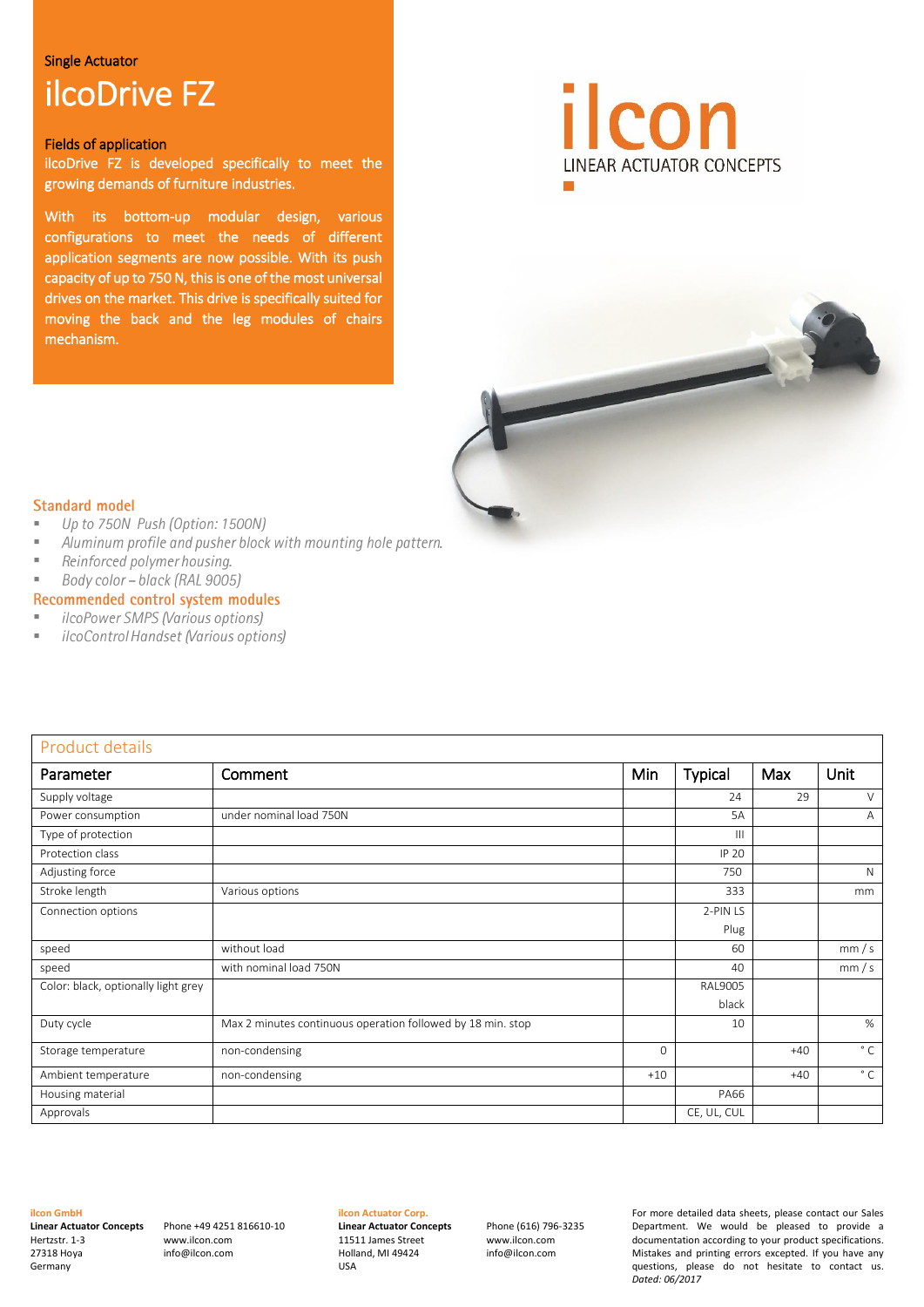Single Actuator

# ilcoDrive FZ

**Fields of application**

ilcoDrive FZ is developed specifically to meet the growing demands of furniture industries.

With its bottom-up modular design, various configurations to meet the needs of different application segments are now possible. With its push capacity of up to 750 N, this is one of the most universal drives on the market. This drive is specifically suited for moving the back and the leg modules of chairs mechanism.

ilcon
LINEAR ACTUATOR CONCEPTS

## Standard model

- *Up to 750N Push (Option: 1500N)*
- *Aluminum profile and pusher block with mounting hole pattern.*
- *Reinforced polymer housing.*
- *Body color – black (RAL 9005)*

## Recommended control system modules

- *ilcoPower SMPS (Various options)*
- *ilcoControl Handset (Various options)*

## Product details

| Parameter | Comment | Min | Typical | Max | Unit |
|---|---|---|---|---|---|
| Supply voltage | | | 24 | 29 | V |
| Power consumption | under nominal load 750N | | 5A | | A |
| Type of protection | | | III | | |
| Protection class | | | IP 20 | | |
| Adjusting force | | | 750 | | N |
| Stroke length | Various options | | 333 | | mm |
| Connection options | | | 2-PIN LS Plug | | |
| speed | without load | | 60 | | mm / s |
| speed | with nominal load 750N | | 40 | | mm / s |
| Color: black, optionally light grey | | | RAL9005 black | | |
| Duty cycle | Max 2 minutes continuous operation followed by 18 min. stop | | 10 | | % |
| Storage temperature | non-condensing | 0 | | +40 | ° C |
| Ambient temperature | non-condensing | +10 | | +40 | ° C |
| Housing material | | | PA66 | | |
| Approvals | | | CE, UL, CUL | | |

**ilcon GmbH**
**Linear Actuator Concepts**
Hertzstr. 1-3
27318 Hoya
Germany

Phone +49 4251 816610-10
www.ilcon.com
info@ilcon.com

**ilcon Actuator Corp.**
**Linear Actuator Concepts**
11511 James Street
Holland, MI 49424
USA

Phone (616) 796-3235
www.ilcon.com
info@ilcon.com

For more detailed data sheets, please contact our Sales Department. We would be pleased to provide a documentation according to your product specifications. Mistakes and printing errors excepted. If you have any questions, please do not hesitate to contact us.
*Dated: 06/2017*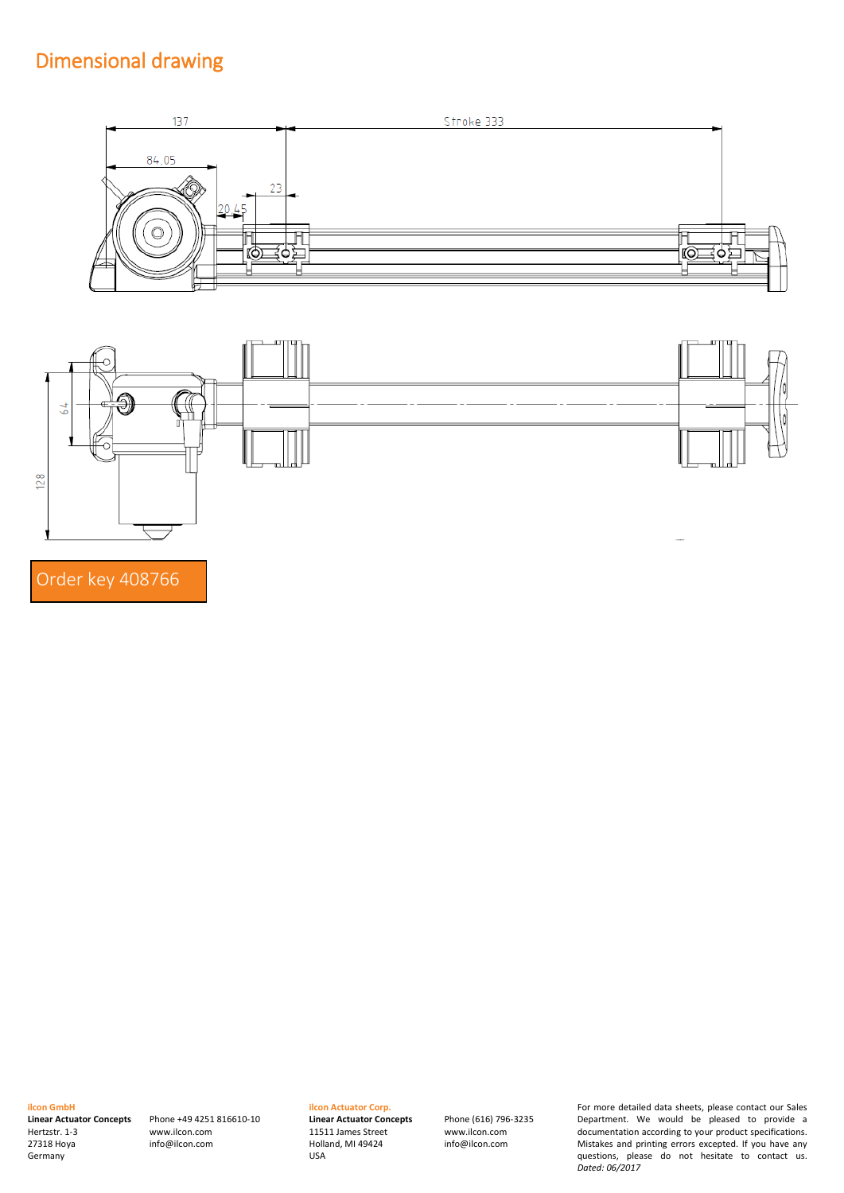# Dimensional drawing

137

Stroke 333

84.05

23

20.45

64

128

Order key 408766

**ilcon GmbH**
**Linear Actuator Concepts**
Hertzstr. 1-3
27318 Hoya
Germany

Phone +49 4251 816610-10
www.ilcon.com
info@ilcon.com

**ilcon Actuator Corp.**
**Linear Actuator Concepts**
11511 James Street
Holland, MI 49424
USA

Phone (616) 796-3235
www.ilcon.com
info@ilcon.com

For more detailed data sheets, please contact our Sales Department. We would be pleased to provide a documentation according to your product specifications. Mistakes and printing errors excepted. If you have any questions, please do not hesitate to contact us.
*Dated: 06/2017*